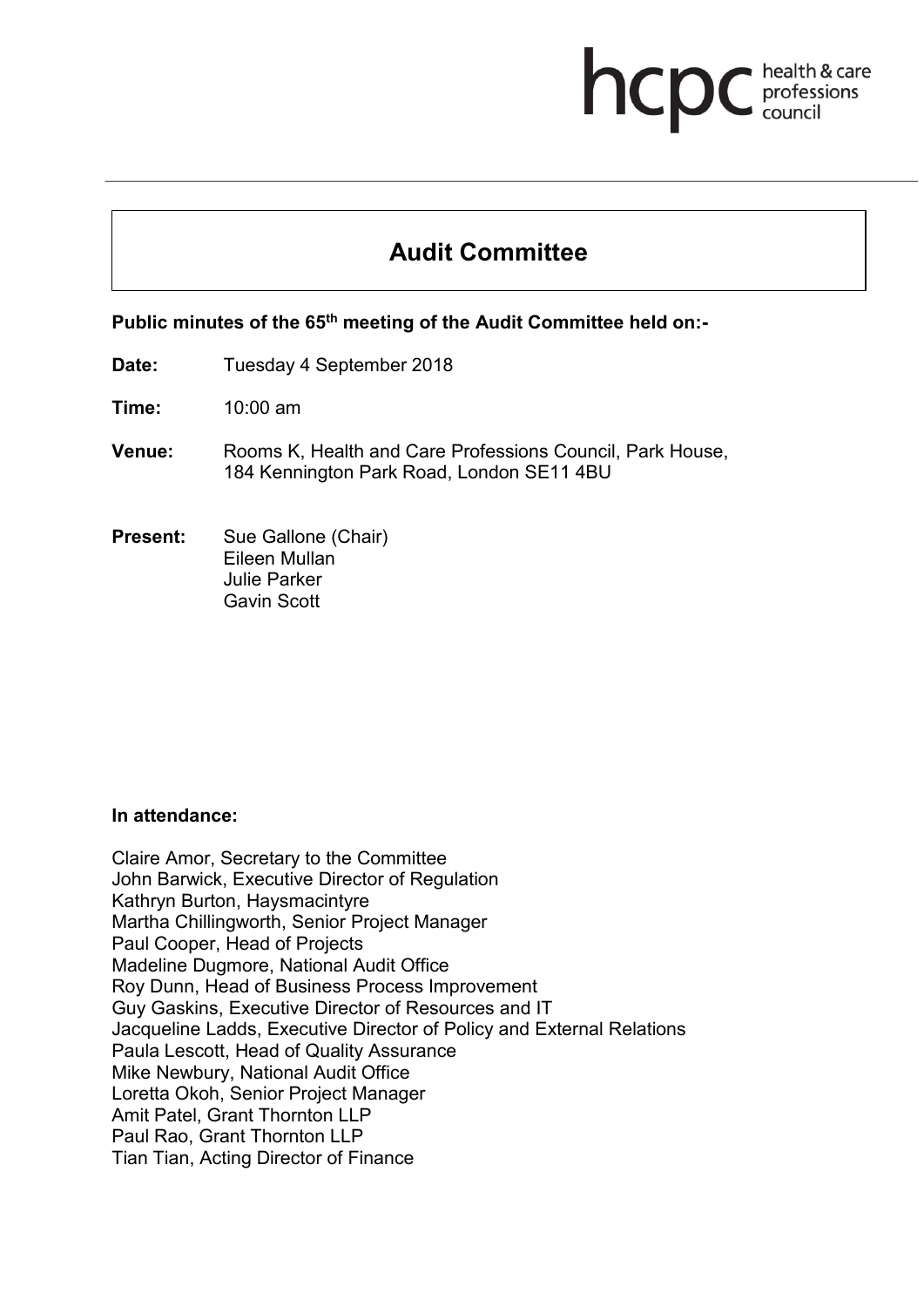hcpc health & care professions council

# Audit Committee

**Public minutes of the 65th meeting of the Audit Committee held on:-**

**Date:** Tuesday 4 September 2018

**Time:** 10:00 am

**Venue:** Rooms K, Health and Care Professions Council, Park House, 184 Kennington Park Road, London SE11 4BU

**Present:** Sue Gallone (Chair)
Eileen Mullan
Julie Parker
Gavin Scott

**In attendance:**

Claire Amor, Secretary to the Committee
John Barwick, Executive Director of Regulation
Kathryn Burton, Haysmacintyre
Martha Chillingworth, Senior Project Manager
Paul Cooper, Head of Projects
Madeline Dugmore, National Audit Office
Roy Dunn, Head of Business Process Improvement
Guy Gaskins, Executive Director of Resources and IT
Jacqueline Ladds, Executive Director of Policy and External Relations
Paula Lescott, Head of Quality Assurance
Mike Newbury, National Audit Office
Loretta Okoh, Senior Project Manager
Amit Patel, Grant Thornton LLP
Paul Rao, Grant Thornton LLP
Tian Tian, Acting Director of Finance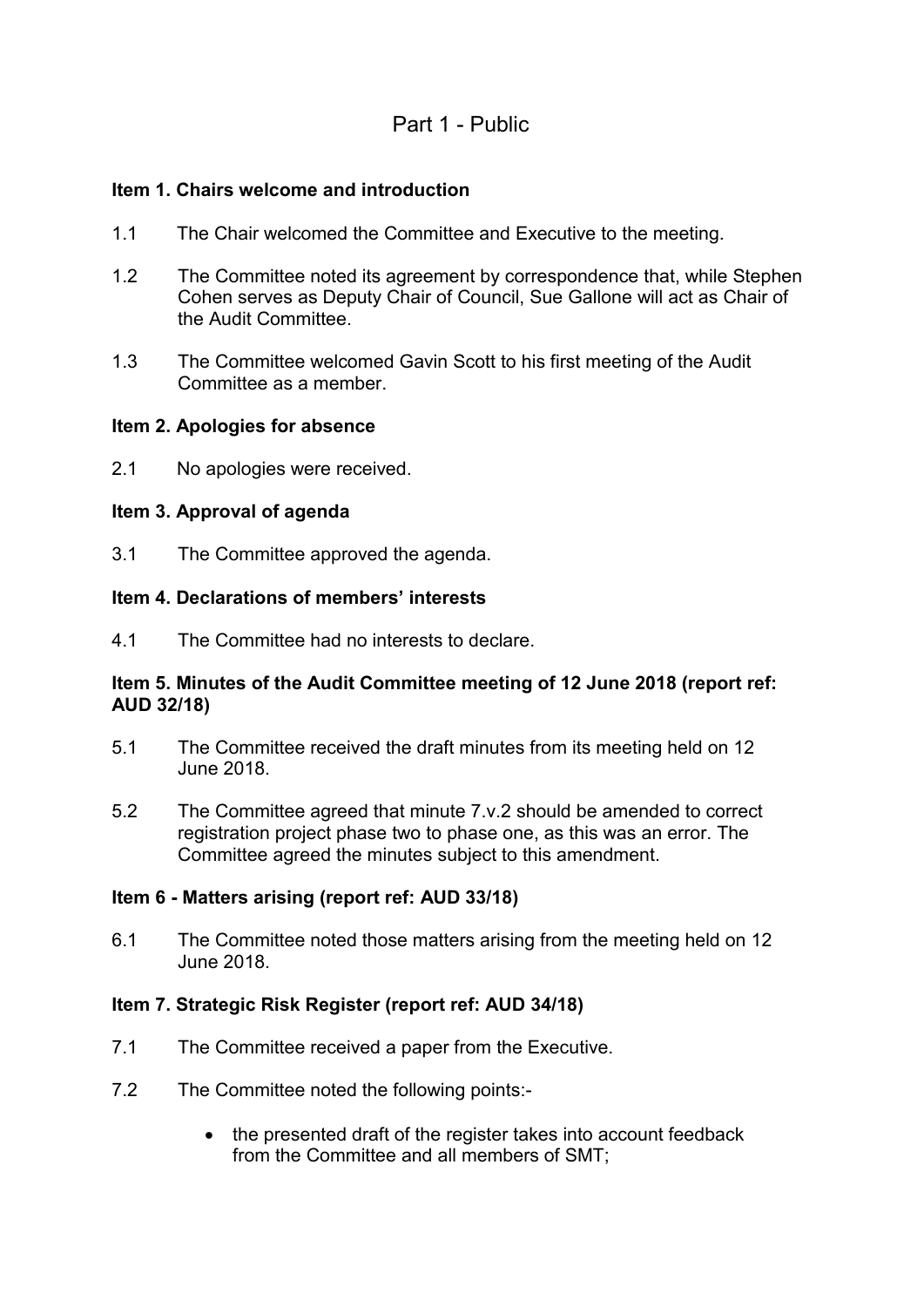# Part 1 - Public

**Item 1. Chairs welcome and introduction**

1.1 The Chair welcomed the Committee and Executive to the meeting.

1.2 The Committee noted its agreement by correspondence that, while Stephen Cohen serves as Deputy Chair of Council, Sue Gallone will act as Chair of the Audit Committee.

1.3 The Committee welcomed Gavin Scott to his first meeting of the Audit Committee as a member.

**Item 2. Apologies for absence**

2.1 No apologies were received.

**Item 3. Approval of agenda**

3.1 The Committee approved the agenda.

**Item 4. Declarations of members' interests**

4.1 The Committee had no interests to declare.

**Item 5. Minutes of the Audit Committee meeting of 12 June 2018 (report ref: AUD 32/18)**

5.1 The Committee received the draft minutes from its meeting held on 12 June 2018.

5.2 The Committee agreed that minute 7.v.2 should be amended to correct registration project phase two to phase one, as this was an error. The Committee agreed the minutes subject to this amendment.

**Item 6 - Matters arising (report ref: AUD 33/18)**

6.1 The Committee noted those matters arising from the meeting held on 12 June 2018.

**Item 7. Strategic Risk Register (report ref: AUD 34/18)**

7.1 The Committee received a paper from the Executive.

7.2 The Committee noted the following points:-

- the presented draft of the register takes into account feedback from the Committee and all members of SMT;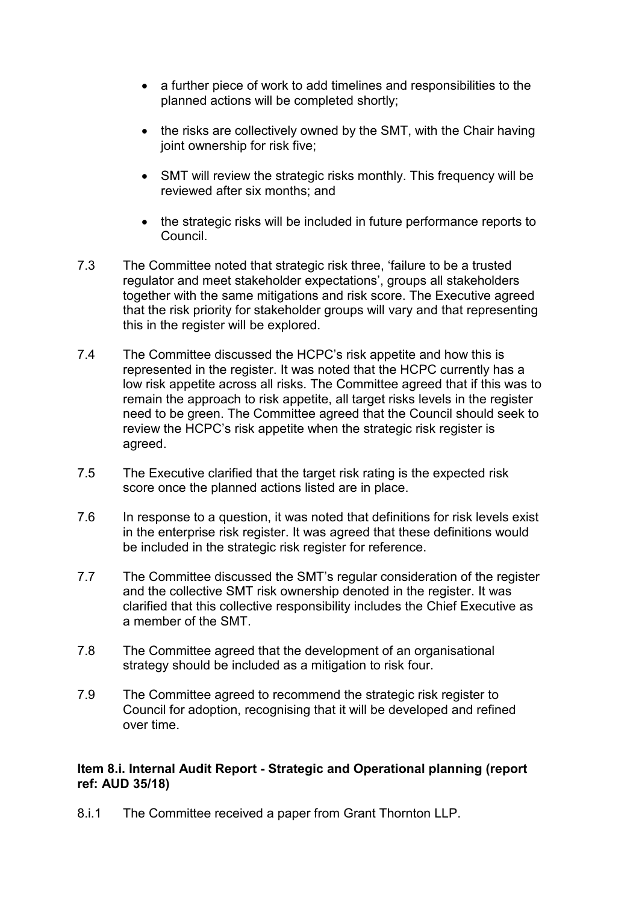- a further piece of work to add timelines and responsibilities to the planned actions will be completed shortly;

- the risks are collectively owned by the SMT, with the Chair having joint ownership for risk five;

- SMT will review the strategic risks monthly. This frequency will be reviewed after six months; and

- the strategic risks will be included in future performance reports to Council.

7.3 The Committee noted that strategic risk three, 'failure to be a trusted regulator and meet stakeholder expectations', groups all stakeholders together with the same mitigations and risk score. The Executive agreed that the risk priority for stakeholder groups will vary and that representing this in the register will be explored.

7.4 The Committee discussed the HCPC's risk appetite and how this is represented in the register. It was noted that the HCPC currently has a low risk appetite across all risks. The Committee agreed that if this was to remain the approach to risk appetite, all target risks levels in the register need to be green. The Committee agreed that the Council should seek to review the HCPC's risk appetite when the strategic risk register is agreed.

7.5 The Executive clarified that the target risk rating is the expected risk score once the planned actions listed are in place.

7.6 In response to a question, it was noted that definitions for risk levels exist in the enterprise risk register. It was agreed that these definitions would be included in the strategic risk register for reference.

7.7 The Committee discussed the SMT's regular consideration of the register and the collective SMT risk ownership denoted in the register. It was clarified that this collective responsibility includes the Chief Executive as a member of the SMT.

7.8 The Committee agreed that the development of an organisational strategy should be included as a mitigation to risk four.

7.9 The Committee agreed to recommend the strategic risk register to Council for adoption, recognising that it will be developed and refined over time.

**Item 8.i. Internal Audit Report - Strategic and Operational planning (report ref: AUD 35/18)**

8.i.1 The Committee received a paper from Grant Thornton LLP.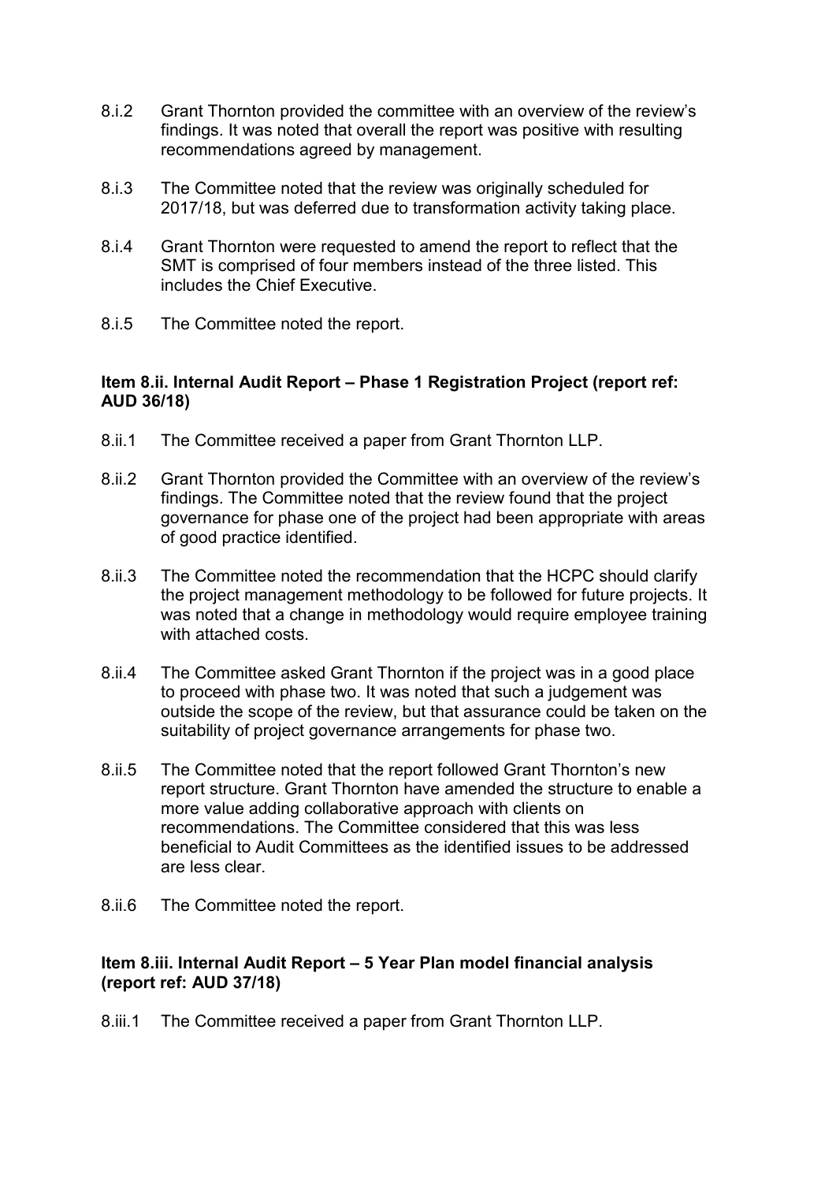8.i.2 Grant Thornton provided the committee with an overview of the review's findings. It was noted that overall the report was positive with resulting recommendations agreed by management.

8.i.3 The Committee noted that the review was originally scheduled for 2017/18, but was deferred due to transformation activity taking place.

8.i.4 Grant Thornton were requested to amend the report to reflect that the SMT is comprised of four members instead of the three listed. This includes the Chief Executive.

8.i.5 The Committee noted the report.

**Item 8.ii. Internal Audit Report – Phase 1 Registration Project (report ref: AUD 36/18)**

8.ii.1 The Committee received a paper from Grant Thornton LLP.

8.ii.2 Grant Thornton provided the Committee with an overview of the review's findings. The Committee noted that the review found that the project governance for phase one of the project had been appropriate with areas of good practice identified.

8.ii.3 The Committee noted the recommendation that the HCPC should clarify the project management methodology to be followed for future projects. It was noted that a change in methodology would require employee training with attached costs.

8.ii.4 The Committee asked Grant Thornton if the project was in a good place to proceed with phase two. It was noted that such a judgement was outside the scope of the review, but that assurance could be taken on the suitability of project governance arrangements for phase two.

8.ii.5 The Committee noted that the report followed Grant Thornton's new report structure. Grant Thornton have amended the structure to enable a more value adding collaborative approach with clients on recommendations. The Committee considered that this was less beneficial to Audit Committees as the identified issues to be addressed are less clear.

8.ii.6 The Committee noted the report.

**Item 8.iii. Internal Audit Report – 5 Year Plan model financial analysis (report ref: AUD 37/18)**

8.iii.1 The Committee received a paper from Grant Thornton LLP.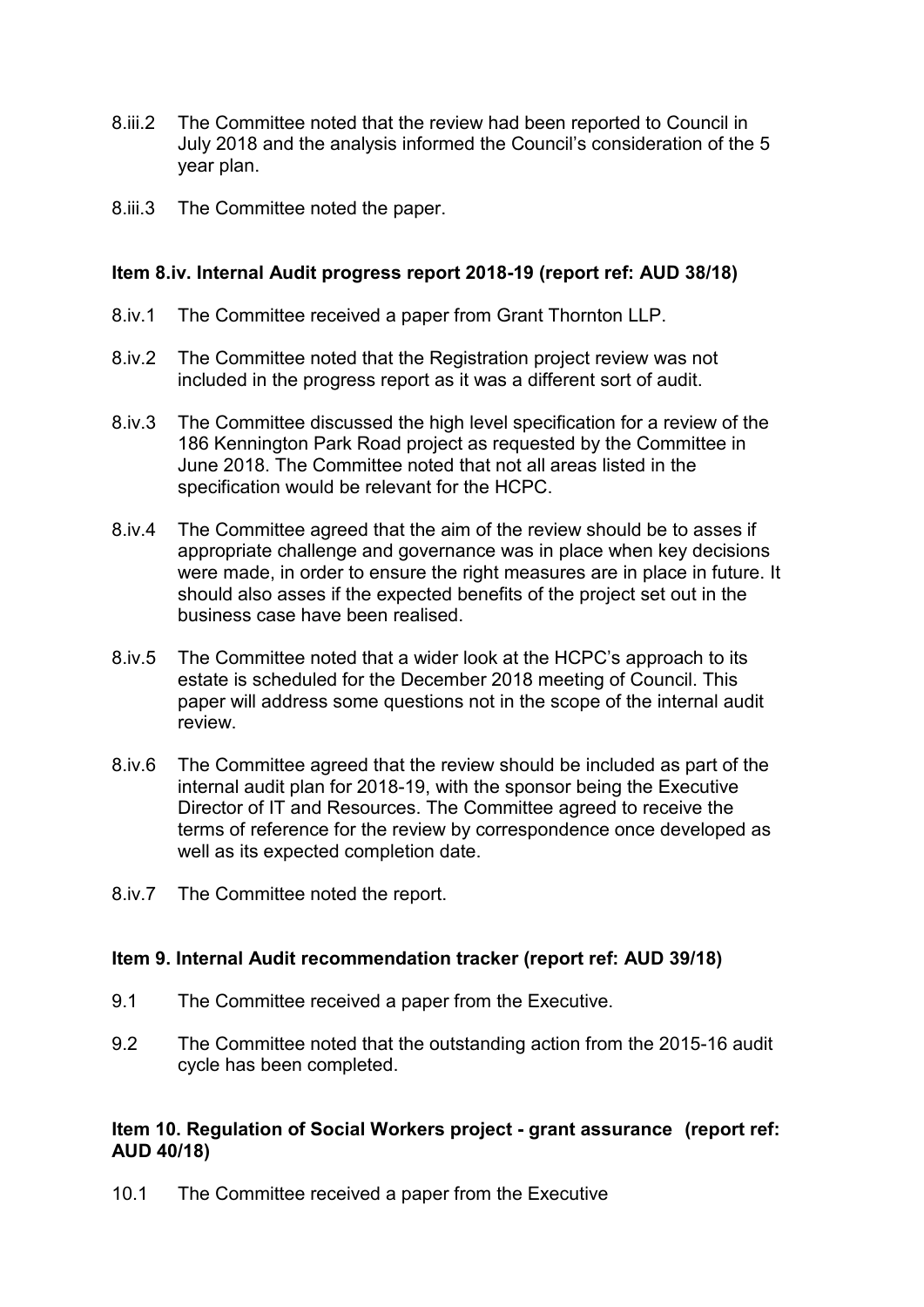8.iii.2 The Committee noted that the review had been reported to Council in July 2018 and the analysis informed the Council's consideration of the 5 year plan.

8.iii.3 The Committee noted the paper.

**Item 8.iv. Internal Audit progress report 2018-19 (report ref: AUD 38/18)**

8.iv.1 The Committee received a paper from Grant Thornton LLP.

8.iv.2 The Committee noted that the Registration project review was not included in the progress report as it was a different sort of audit.

8.iv.3 The Committee discussed the high level specification for a review of the 186 Kennington Park Road project as requested by the Committee in June 2018. The Committee noted that not all areas listed in the specification would be relevant for the HCPC.

8.iv.4 The Committee agreed that the aim of the review should be to asses if appropriate challenge and governance was in place when key decisions were made, in order to ensure the right measures are in place in future. It should also asses if the expected benefits of the project set out in the business case have been realised.

8.iv.5 The Committee noted that a wider look at the HCPC's approach to its estate is scheduled for the December 2018 meeting of Council. This paper will address some questions not in the scope of the internal audit review.

8.iv.6 The Committee agreed that the review should be included as part of the internal audit plan for 2018-19, with the sponsor being the Executive Director of IT and Resources. The Committee agreed to receive the terms of reference for the review by correspondence once developed as well as its expected completion date.

8.iv.7 The Committee noted the report.

**Item 9. Internal Audit recommendation tracker (report ref: AUD 39/18)**

9.1 The Committee received a paper from the Executive.

9.2 The Committee noted that the outstanding action from the 2015-16 audit cycle has been completed.

**Item 10. Regulation of Social Workers project - grant assurance (report ref: AUD 40/18)**

10.1 The Committee received a paper from the Executive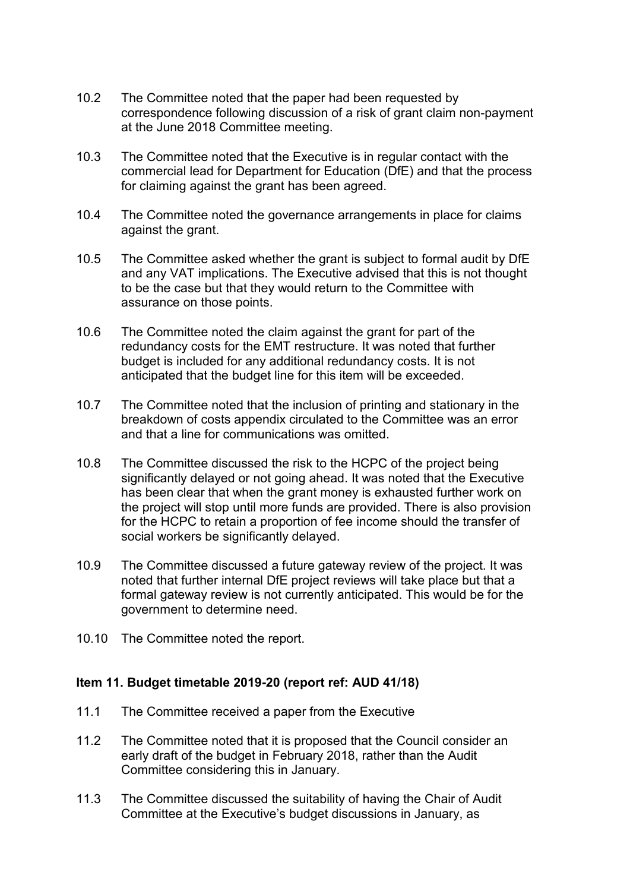10.2 The Committee noted that the paper had been requested by correspondence following discussion of a risk of grant claim non-payment at the June 2018 Committee meeting.

10.3 The Committee noted that the Executive is in regular contact with the commercial lead for Department for Education (DfE) and that the process for claiming against the grant has been agreed.

10.4 The Committee noted the governance arrangements in place for claims against the grant.

10.5 The Committee asked whether the grant is subject to formal audit by DfE and any VAT implications. The Executive advised that this is not thought to be the case but that they would return to the Committee with assurance on those points.

10.6 The Committee noted the claim against the grant for part of the redundancy costs for the EMT restructure. It was noted that further budget is included for any additional redundancy costs. It is not anticipated that the budget line for this item will be exceeded.

10.7 The Committee noted that the inclusion of printing and stationary in the breakdown of costs appendix circulated to the Committee was an error and that a line for communications was omitted.

10.8 The Committee discussed the risk to the HCPC of the project being significantly delayed or not going ahead. It was noted that the Executive has been clear that when the grant money is exhausted further work on the project will stop until more funds are provided. There is also provision for the HCPC to retain a proportion of fee income should the transfer of social workers be significantly delayed.

10.9 The Committee discussed a future gateway review of the project. It was noted that further internal DfE project reviews will take place but that a formal gateway review is not currently anticipated. This would be for the government to determine need.

10.10 The Committee noted the report.

**Item 11. Budget timetable 2019-20 (report ref: AUD 41/18)**

11.1 The Committee received a paper from the Executive

11.2 The Committee noted that it is proposed that the Council consider an early draft of the budget in February 2018, rather than the Audit Committee considering this in January.

11.3 The Committee discussed the suitability of having the Chair of Audit Committee at the Executive's budget discussions in January, as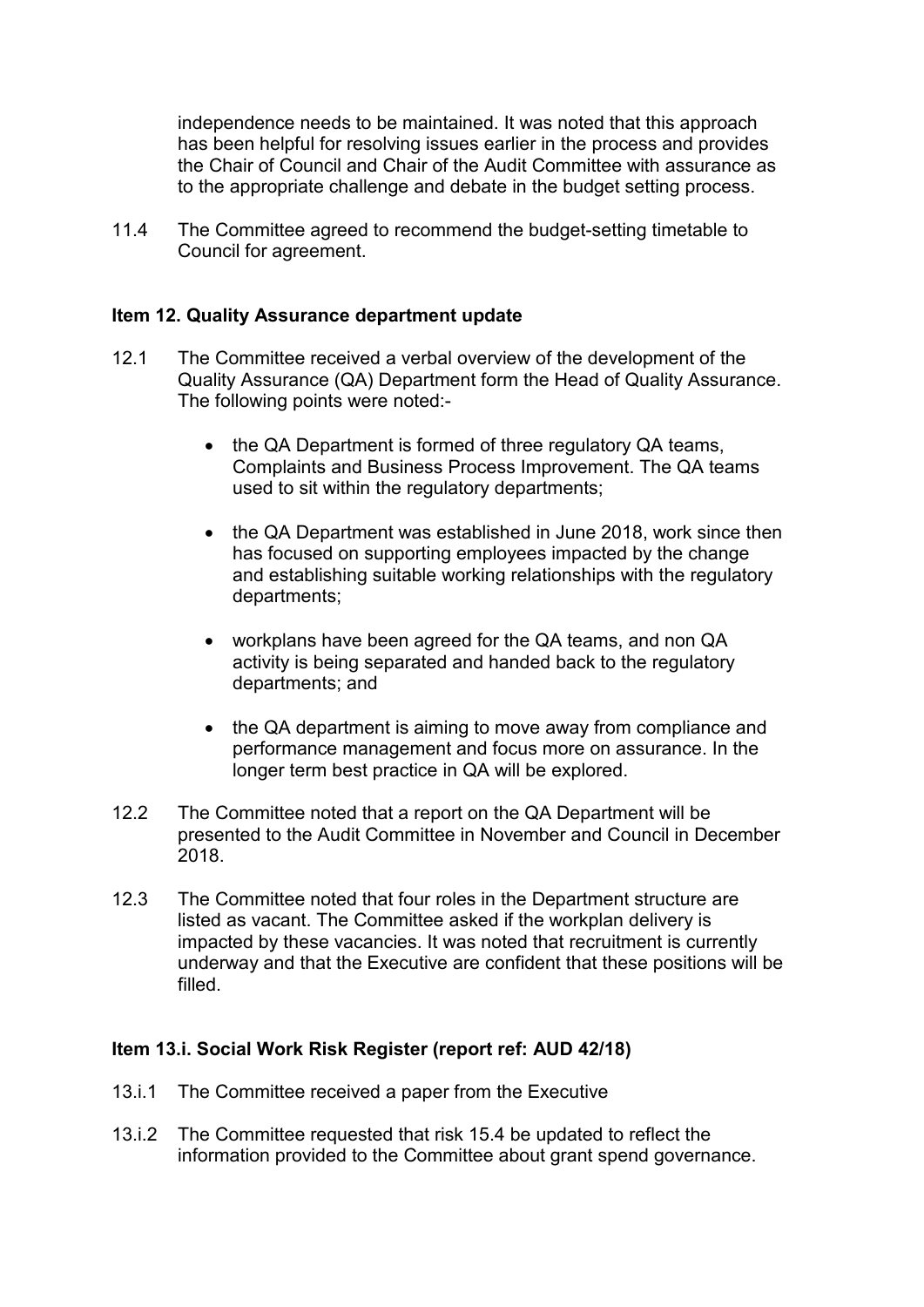independence needs to be maintained. It was noted that this approach has been helpful for resolving issues earlier in the process and provides the Chair of Council and Chair of the Audit Committee with assurance as to the appropriate challenge and debate in the budget setting process.

11.4 The Committee agreed to recommend the budget-setting timetable to Council for agreement.

**Item 12. Quality Assurance department update**

12.1 The Committee received a verbal overview of the development of the Quality Assurance (QA) Department form the Head of Quality Assurance. The following points were noted:-

- the QA Department is formed of three regulatory QA teams, Complaints and Business Process Improvement. The QA teams used to sit within the regulatory departments;
- the QA Department was established in June 2018, work since then has focused on supporting employees impacted by the change and establishing suitable working relationships with the regulatory departments;
- workplans have been agreed for the QA teams, and non QA activity is being separated and handed back to the regulatory departments; and
- the QA department is aiming to move away from compliance and performance management and focus more on assurance. In the longer term best practice in QA will be explored.

12.2 The Committee noted that a report on the QA Department will be presented to the Audit Committee in November and Council in December 2018.

12.3 The Committee noted that four roles in the Department structure are listed as vacant. The Committee asked if the workplan delivery is impacted by these vacancies. It was noted that recruitment is currently underway and that the Executive are confident that these positions will be filled.

**Item 13.i. Social Work Risk Register (report ref: AUD 42/18)**

13.i.1 The Committee received a paper from the Executive

13.i.2 The Committee requested that risk 15.4 be updated to reflect the information provided to the Committee about grant spend governance.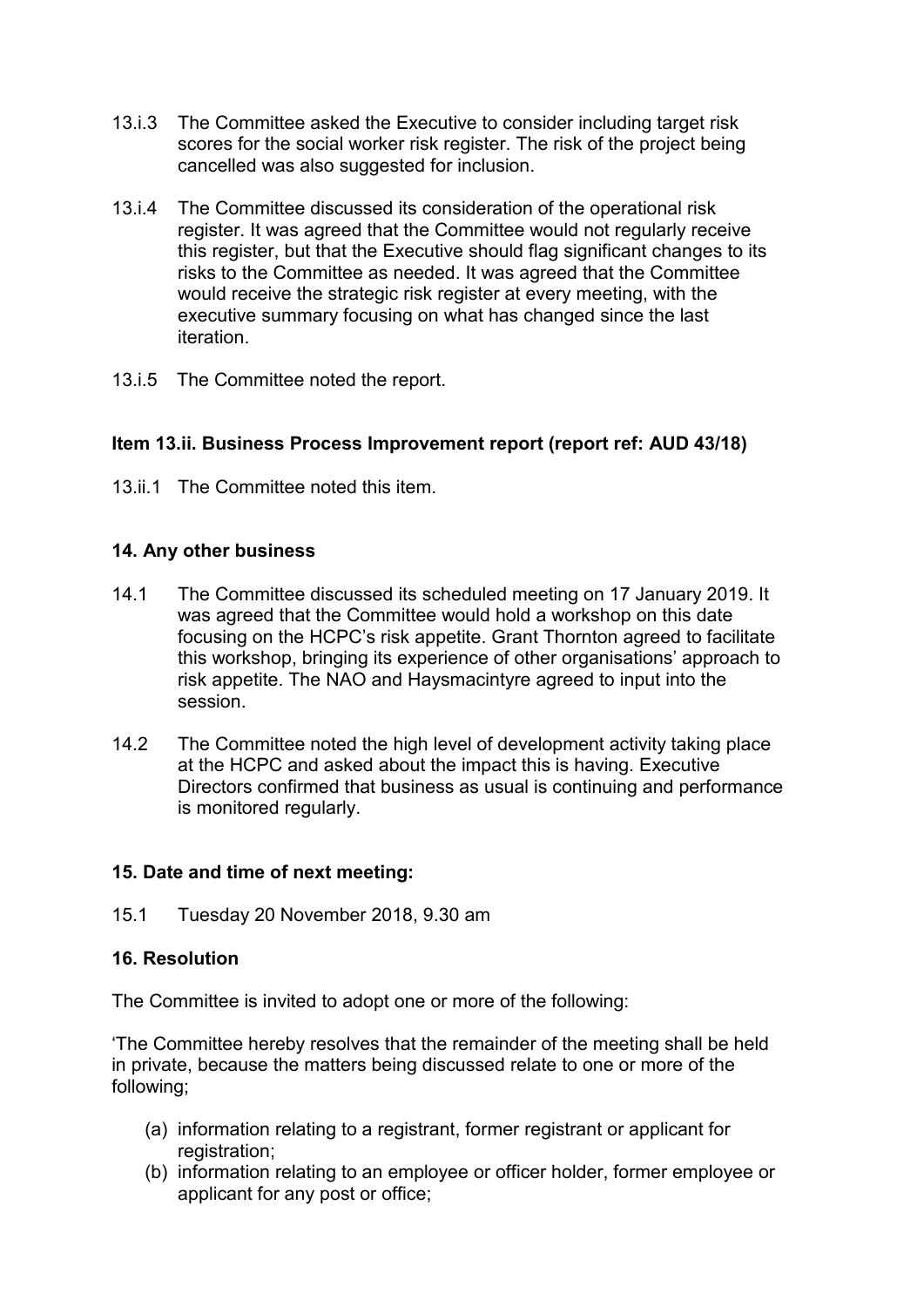13.i.3 The Committee asked the Executive to consider including target risk scores for the social worker risk register. The risk of the project being cancelled was also suggested for inclusion.

13.i.4 The Committee discussed its consideration of the operational risk register. It was agreed that the Committee would not regularly receive this register, but that the Executive should flag significant changes to its risks to the Committee as needed. It was agreed that the Committee would receive the strategic risk register at every meeting, with the executive summary focusing on what has changed since the last iteration.

13.i.5 The Committee noted the report.

**Item 13.ii. Business Process Improvement report (report ref: AUD 43/18)**

13.ii.1 The Committee noted this item.

**14. Any other business**

14.1 The Committee discussed its scheduled meeting on 17 January 2019. It was agreed that the Committee would hold a workshop on this date focusing on the HCPC's risk appetite. Grant Thornton agreed to facilitate this workshop, bringing its experience of other organisations' approach to risk appetite. The NAO and Haysmacintyre agreed to input into the session.

14.2 The Committee noted the high level of development activity taking place at the HCPC and asked about the impact this is having. Executive Directors confirmed that business as usual is continuing and performance is monitored regularly.

**15. Date and time of next meeting:**

15.1 Tuesday 20 November 2018, 9.30 am

**16. Resolution**

The Committee is invited to adopt one or more of the following:

'The Committee hereby resolves that the remainder of the meeting shall be held in private, because the matters being discussed relate to one or more of the following;

(a) information relating to a registrant, former registrant or applicant for registration;
(b) information relating to an employee or officer holder, former employee or applicant for any post or office;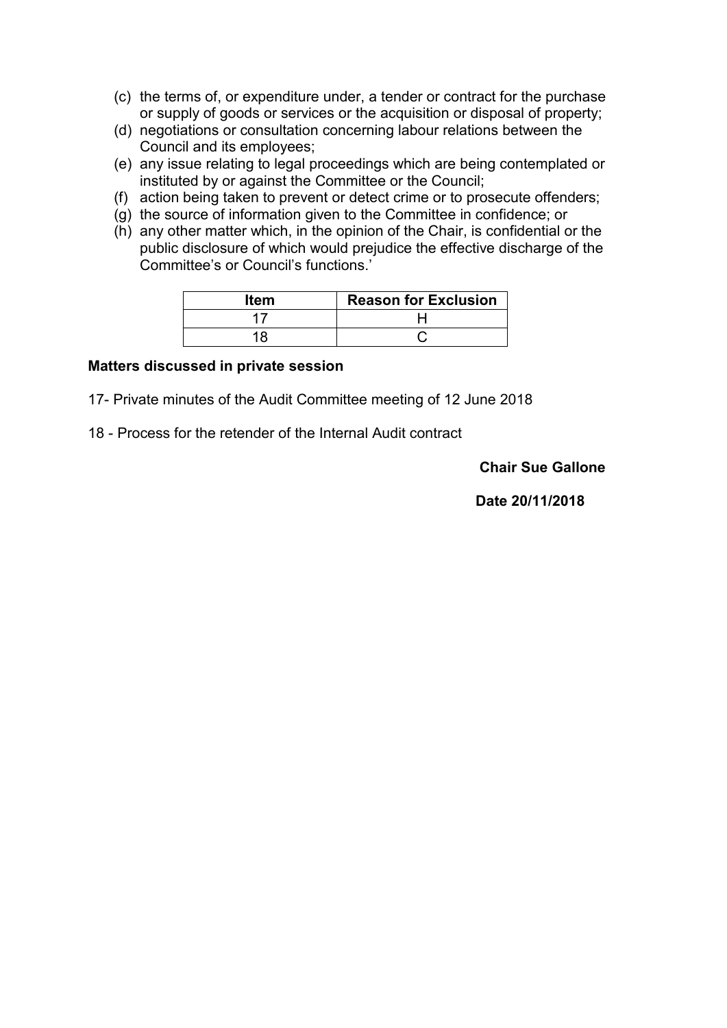(c) the terms of, or expenditure under, a tender or contract for the purchase or supply of goods or services or the acquisition or disposal of property;
(d) negotiations or consultation concerning labour relations between the Council and its employees;
(e) any issue relating to legal proceedings which are being contemplated or instituted by or against the Committee or the Council;
(f) action being taken to prevent or detect crime or to prosecute offenders;
(g) the source of information given to the Committee in confidence; or
(h) any other matter which, in the opinion of the Chair, is confidential or the public disclosure of which would prejudice the effective discharge of the Committee's or Council's functions.'

| Item | Reason for Exclusion |
|---|---|
| 17 | H |
| 18 | C |

**Matters discussed in private session**

17- Private minutes of the Audit Committee meeting of 12 June 2018

18 - Process for the retender of the Internal Audit contract

**Chair Sue Gallone**

**Date 20/11/2018**